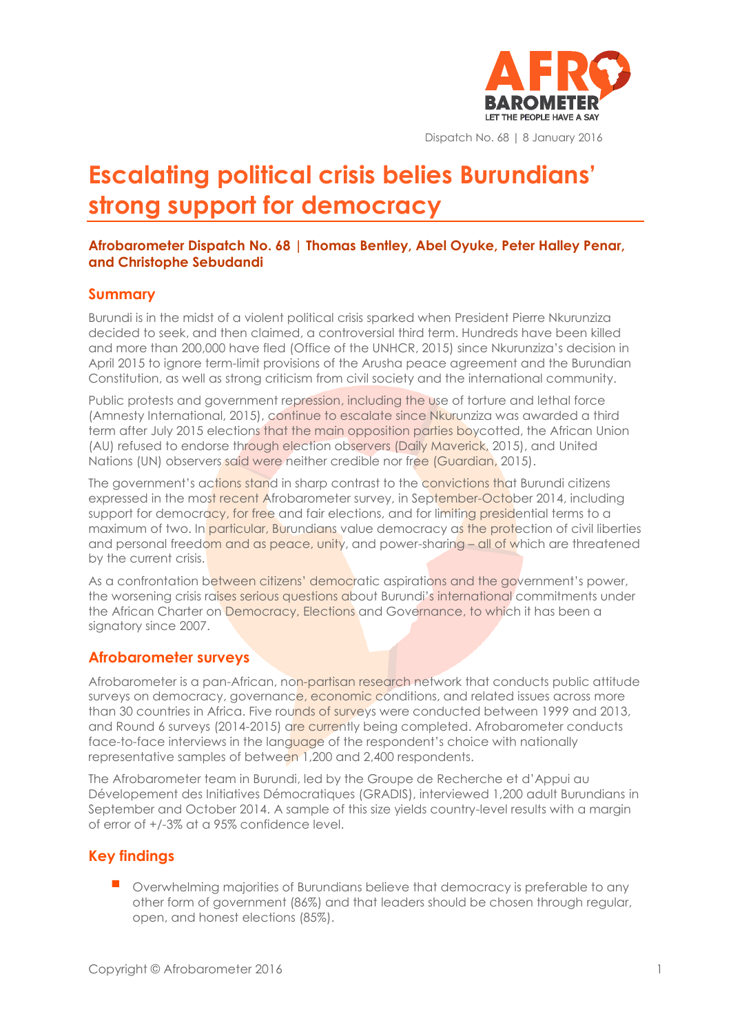Dispatch No. 68 | 8 January 2016

# Escalating political crisis belies Burundians' strong support for democracy

**Afrobarometer Dispatch No. 68 | Thomas Bentley, Abel Oyuke, Peter Halley Penar, and Christophe Sebudandi**

## Summary

Burundi is in the midst of a violent political crisis sparked when President Pierre Nkurunziza decided to seek, and then claimed, a controversial third term. Hundreds have been killed and more than 200,000 have fled (Office of the UNHCR, 2015) since Nkurunziza's decision in April 2015 to ignore term-limit provisions of the Arusha peace agreement and the Burundian Constitution, as well as strong criticism from civil society and the international community.

Public protests and government repression, including the use of torture and lethal force (Amnesty International, 2015), continue to escalate since Nkurunziza was awarded a third term after July 2015 elections that the main opposition parties boycotted, the African Union (AU) refused to endorse through election observers (Daily Maverick, 2015), and United Nations (UN) observers said were neither credible nor free (Guardian, 2015).

The government's actions stand in sharp contrast to the convictions that Burundi citizens expressed in the most recent Afrobarometer survey, in September-October 2014, including support for democracy, for free and fair elections, and for limiting presidential terms to a maximum of two. In particular, Burundians value democracy as the protection of civil liberties and personal freedom and as peace, unity, and power-sharing – all of which are threatened by the current crisis.

As a confrontation between citizens' democratic aspirations and the government's power, the worsening crisis raises serious questions about Burundi's international commitments under the African Charter on Democracy, Elections and Governance, to which it has been a signatory since 2007.

## Afrobarometer surveys

Afrobarometer is a pan-African, non-partisan research network that conducts public attitude surveys on democracy, governance, economic conditions, and related issues across more than 30 countries in Africa. Five rounds of surveys were conducted between 1999 and 2013, and Round 6 surveys (2014-2015) are currently being completed. Afrobarometer conducts face-to-face interviews in the language of the respondent's choice with nationally representative samples of between 1,200 and 2,400 respondents.

The Afrobarometer team in Burundi, led by the Groupe de Recherche et d'Appui au Dévelopement des Initiatives Démocratiques (GRADIS), interviewed 1,200 adult Burundians in September and October 2014. A sample of this size yields country-level results with a margin of error of +/-3% at a 95% confidence level.

## Key findings

- Overwhelming majorities of Burundians believe that democracy is preferable to any other form of government (86%) and that leaders should be chosen through regular, open, and honest elections (85%).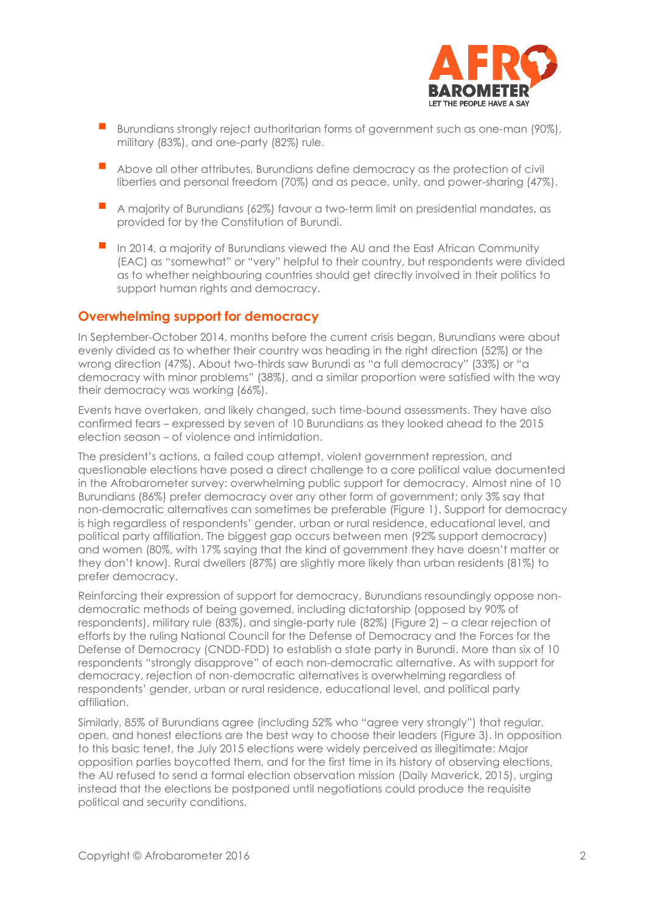- Burundians strongly reject authoritarian forms of government such as one-man (90%), military (83%), and one-party (82%) rule.
- Above all other attributes, Burundians define democracy as the protection of civil liberties and personal freedom (70%) and as peace, unity, and power-sharing (47%).
- A majority of Burundians (62%) favour a two-term limit on presidential mandates, as provided for by the Constitution of Burundi.
- In 2014, a majority of Burundians viewed the AU and the East African Community (EAC) as "somewhat" or "very" helpful to their country, but respondents were divided as to whether neighbouring countries should get directly involved in their politics to support human rights and democracy.

## Overwhelming support for democracy

In September-October 2014, months before the current crisis began, Burundians were about evenly divided as to whether their country was heading in the right direction (52%) or the wrong direction (47%). About two-thirds saw Burundi as "a full democracy" (33%) or "a democracy with minor problems" (38%), and a similar proportion were satisfied with the way their democracy was working (66%).

Events have overtaken, and likely changed, such time-bound assessments. They have also confirmed fears – expressed by seven of 10 Burundians as they looked ahead to the 2015 election season – of violence and intimidation.

The president's actions, a failed coup attempt, violent government repression, and questionable elections have posed a direct challenge to a core political value documented in the Afrobarometer survey: overwhelming public support for democracy. Almost nine of 10 Burundians (86%) prefer democracy over any other form of government; only 3% say that non-democratic alternatives can sometimes be preferable (Figure 1). Support for democracy is high regardless of respondents' gender, urban or rural residence, educational level, and political party affiliation. The biggest gap occurs between men (92% support democracy) and women (80%, with 17% saying that the kind of government they have doesn't matter or they don't know). Rural dwellers (87%) are slightly more likely than urban residents (81%) to prefer democracy.

Reinforcing their expression of support for democracy, Burundians resoundingly oppose non-democratic methods of being governed, including dictatorship (opposed by 90% of respondents), military rule (83%), and single-party rule (82%) (Figure 2) – a clear rejection of efforts by the ruling National Council for the Defense of Democracy and the Forces for the Defense of Democracy (CNDD-FDD) to establish a state party in Burundi. More than six of 10 respondents "strongly disapprove" of each non-democratic alternative. As with support for democracy, rejection of non-democratic alternatives is overwhelming regardless of respondents' gender, urban or rural residence, educational level, and political party affiliation.

Similarly, 85% of Burundians agree (including 52% who "agree very strongly") that regular, open, and honest elections are the best way to choose their leaders (Figure 3). In opposition to this basic tenet, the July 2015 elections were widely perceived as illegitimate: Major opposition parties boycotted them, and for the first time in its history of observing elections, the AU refused to send a formal election observation mission (Daily Maverick, 2015), urging instead that the elections be postponed until negotiations could produce the requisite political and security conditions.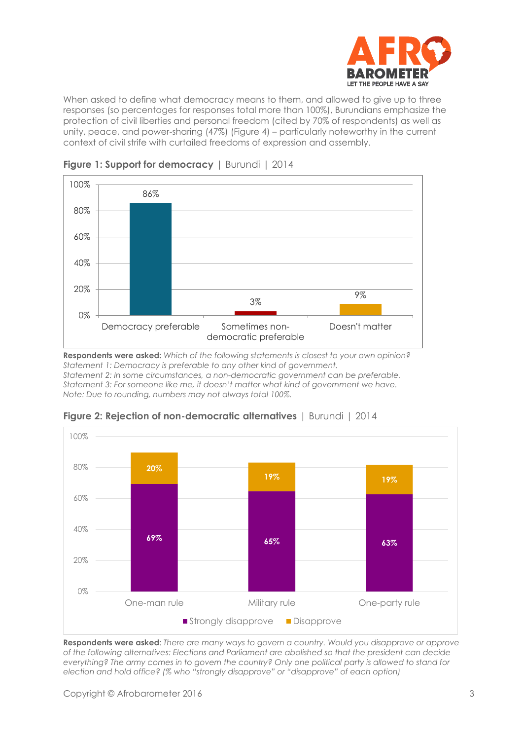When asked to define what democracy means to them, and allowed to give up to three responses (so percentages for responses total more than 100%), Burundians emphasize the protection of civil liberties and personal freedom (cited by 70% of respondents) as well as unity, peace, and power-sharing (47%) (Figure 4) – particularly noteworthy in the current context of civil strife with curtailed freedoms of expression and assembly.

**Figure 1: Support for democracy** | Burundi | 2014

| Democracy preferable | Sometimes non-democratic preferable | Doesn't matter |
|---|---|---|
| 86% | 3% | 9% |

**Respondents were asked:** *Which of the following statements is closest to your own opinion?*
*Statement 1: Democracy is preferable to any other kind of government.*
*Statement 2: In some circumstances, a non-democratic government can be preferable.*
*Statement 3: For someone like me, it doesn't matter what kind of government we have.*
*Note: Due to rounding, numbers may not always total 100%.*

**Figure 2: Rejection of non-democratic alternatives** | Burundi | 2014

| | One-man rule | Military rule | One-party rule |
|---|---|---|---|
| Strongly disapprove | 69% | 65% | 63% |
| Disapprove | 20% | 19% | 19% |

**Respondents were asked**: *There are many ways to govern a country. Would you disapprove or approve of the following alternatives: Elections and Parliament are abolished so that the president can decide everything? The army comes in to govern the country? Only one political party is allowed to stand for election and hold office? (% who "strongly disapprove" or "disapprove" of each option)*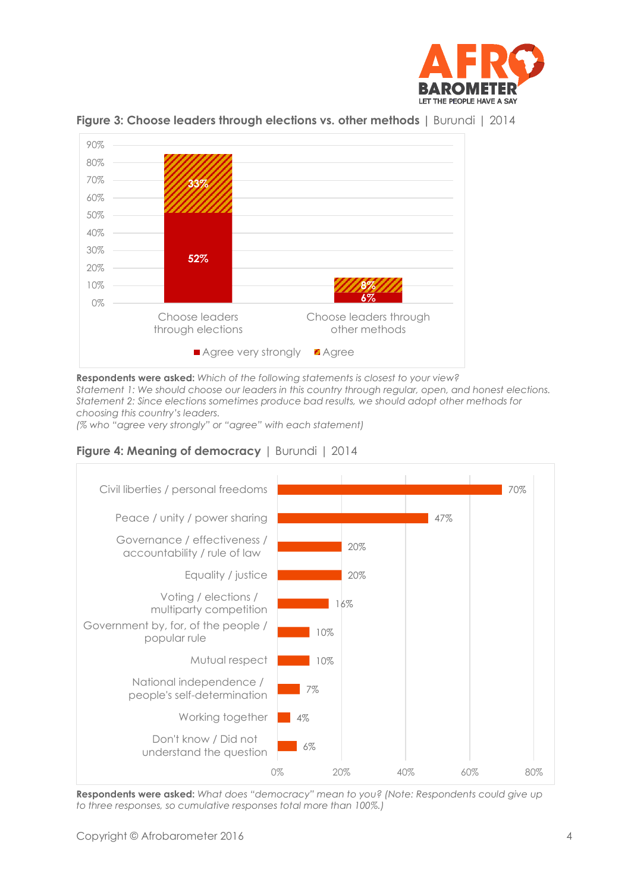**Figure 3: Choose leaders through elections vs. other methods** | Burundi | 2014

| | Agree very strongly | Agree |
|---|---|---|
| Choose leaders through elections | 52% | 33% |
| Choose leaders through other methods | 6% | 8% |

**Respondents were asked:** *Which of the following statements is closest to your view?*
*Statement 1: We should choose our leaders in this country through regular, open, and honest elections.*
*Statement 2: Since elections sometimes produce bad results, we should adopt other methods for choosing this country's leaders.*
*(% who "agree very strongly" or "agree" with each statement)*

**Figure 4: Meaning of democracy** | Burundi | 2014

| Meaning | % |
|---|---|
| Civil liberties / personal freedoms | 70% |
| Peace / unity / power sharing | 47% |
| Governance / effectiveness / accountability / rule of law | 20% |
| Equality / justice | 20% |
| Voting / elections / multiparty competition | 16% |
| Government by, for, of the people / popular rule | 10% |
| Mutual respect | 10% |
| National independence / people's self-determination | 7% |
| Working together | 4% |
| Don't know / Did not understand the question | 6% |

**Respondents were asked:** *What does "democracy" mean to you? (Note: Respondents could give up to three responses, so cumulative responses total more than 100%.)*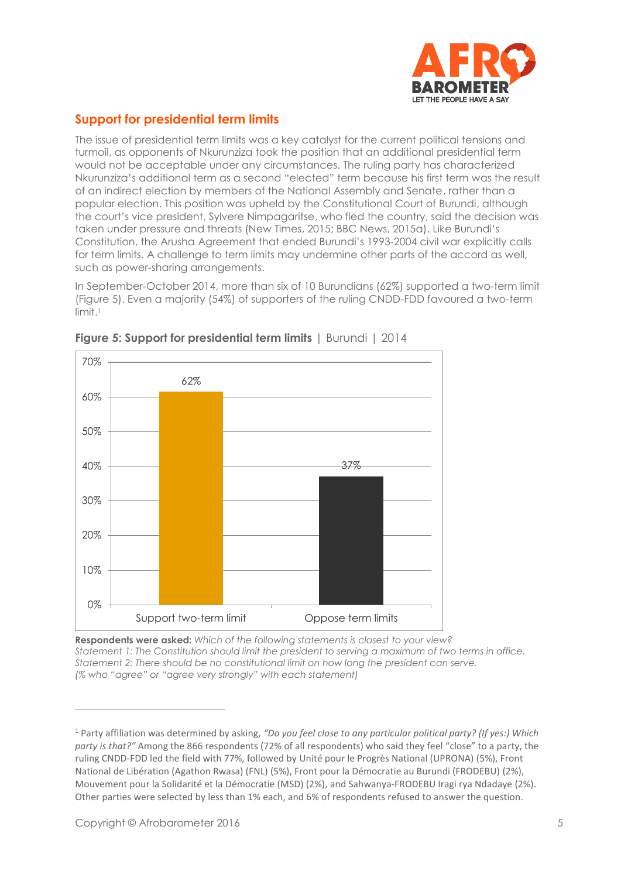## Support for presidential term limits

The issue of presidential term limits was a key catalyst for the current political tensions and turmoil, as opponents of Nkurunziza took the position that an additional presidential term would not be acceptable under any circumstances. The ruling party has characterized Nkurunziza's additional term as a second "elected" term because his first term was the result of an indirect election by members of the National Assembly and Senate, rather than a popular election. This position was upheld by the Constitutional Court of Burundi, although the court's vice president, Sylvere Nimpagaritse, who fled the country, said the decision was taken under pressure and threats (New Times, 2015; BBC News, 2015a). Like Burundi's Constitution, the Arusha Agreement that ended Burundi's 1993-2004 civil war explicitly calls for term limits. A challenge to term limits may undermine other parts of the accord as well, such as power-sharing arrangements.

In September-October 2014, more than six of 10 Burundians (62%) supported a two-term limit (Figure 5). Even a majority (54%) of supporters of the ruling CNDD-FDD favoured a two-term limit.[1]

**Figure 5: Support for presidential term limits** | Burundi | 2014

| | % |
|---|---|
| Support two-term limit | 62% |
| Oppose term limits | 37% |

**Respondents were asked:** *Which of the following statements is closest to your view?*
*Statement 1: The Constitution should limit the president to serving a maximum of two terms in office.*
*Statement 2: There should be no constitutional limit on how long the president can serve.*
*(% who "agree" or "agree very strongly" with each statement)*

---

[1] Party affiliation was determined by asking, *"Do you feel close to any particular political party? (If yes:) Which party is that?"* Among the 866 respondents (72% of all respondents) who said they feel "close" to a party, the ruling CNDD-FDD led the field with 77%, followed by Unité pour le Progrès National (UPRONA) (5%), Front National de Libération (Agathon Rwasa) (FNL) (5%), Front pour la Démocratie au Burundi (FRODEBU) (2%), Mouvement pour la Solidarité et la Démocratie (MSD) (2%), and Sahwanya-FRODEBU Iragi rya Ndadaye (2%). Other parties were selected by less than 1% each, and 6% of respondents refused to answer the question.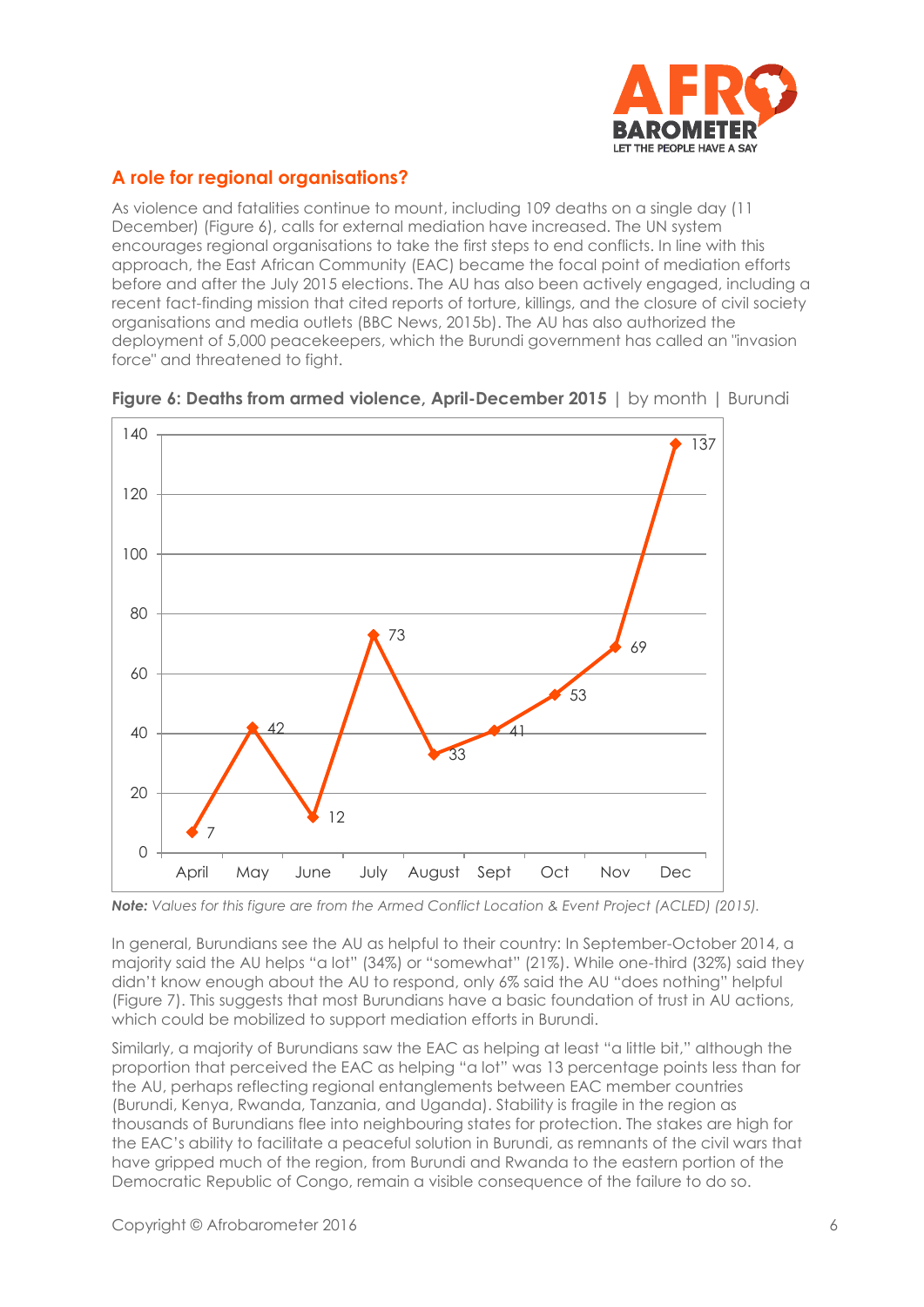## A role for regional organisations?

As violence and fatalities continue to mount, including 109 deaths on a single day (11 December) (Figure 6), calls for external mediation have increased. The UN system encourages regional organisations to take the first steps to end conflicts. In line with this approach, the East African Community (EAC) became the focal point of mediation efforts before and after the July 2015 elections. The AU has also been actively engaged, including a recent fact-finding mission that cited reports of torture, killings, and the closure of civil society organisations and media outlets (BBC News, 2015b). The AU has also authorized the deployment of 5,000 peacekeepers, which the Burundi government has called an "invasion force" and threatened to fight.

**Figure 6: Deaths from armed violence, April-December 2015** | by month | Burundi

| Month | Deaths |
| --- | --- |
| April | 7 |
| May | 42 |
| June | 12 |
| July | 73 |
| August | 33 |
| Sept | 41 |
| Oct | 53 |
| Nov | 69 |
| Dec | 137 |

***Note:*** *Values for this figure are from the Armed Conflict Location & Event Project (ACLED) (2015).*

In general, Burundians see the AU as helpful to their country: In September-October 2014, a majority said the AU helps "a lot" (34%) or "somewhat" (21%). While one-third (32%) said they didn't know enough about the AU to respond, only 6% said the AU "does nothing" helpful (Figure 7). This suggests that most Burundians have a basic foundation of trust in AU actions, which could be mobilized to support mediation efforts in Burundi.

Similarly, a majority of Burundians saw the EAC as helping at least "a little bit," although the proportion that perceived the EAC as helping "a lot" was 13 percentage points less than for the AU, perhaps reflecting regional entanglements between EAC member countries (Burundi, Kenya, Rwanda, Tanzania, and Uganda). Stability is fragile in the region as thousands of Burundians flee into neighbouring states for protection. The stakes are high for the EAC's ability to facilitate a peaceful solution in Burundi, as remnants of the civil wars that have gripped much of the region, from Burundi and Rwanda to the eastern portion of the Democratic Republic of Congo, remain a visible consequence of the failure to do so.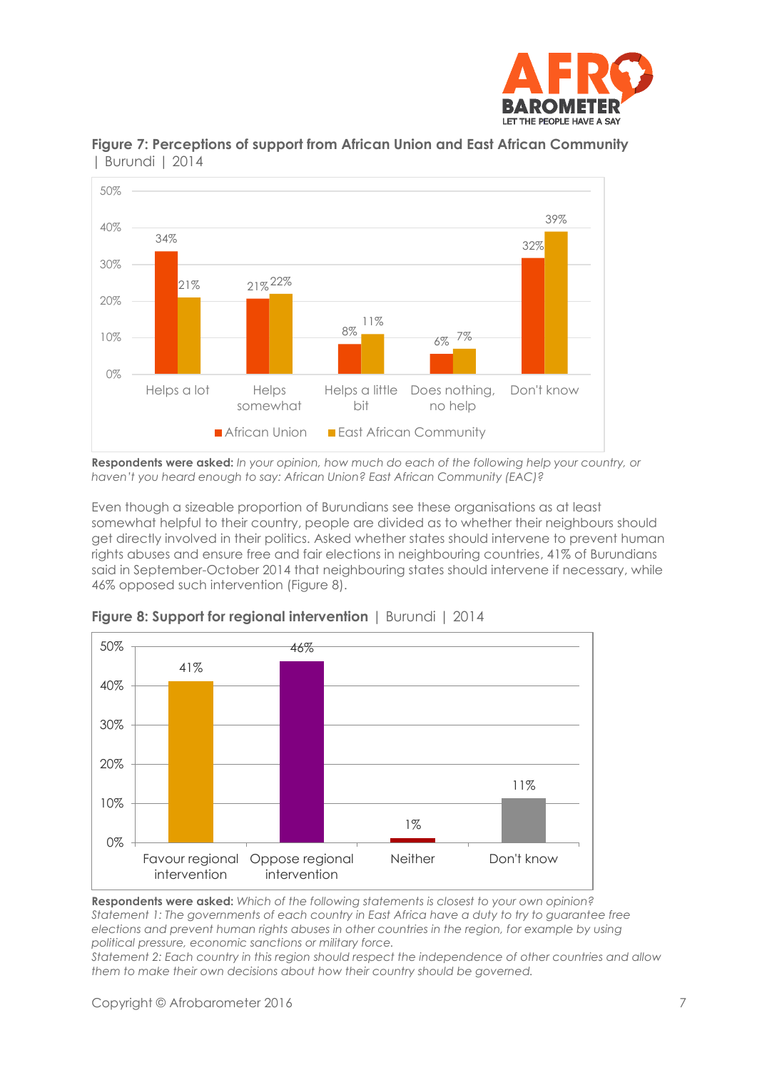**Figure 7: Perceptions of support from African Union and East African Community** | Burundi | 2014

| | African Union | East African Community |
|---|---|---|
| Helps a lot | 34% | 21% |
| Helps somewhat | 21% | 22% |
| Helps a little bit | 8% | 11% |
| Does nothing, no help | 6% | 7% |
| Don't know | 32% | 39% |

**Respondents were asked:** *In your opinion, how much do each of the following help your country, or haven't you heard enough to say: African Union? East African Community (EAC)?*

Even though a sizeable proportion of Burundians see these organisations as at least somewhat helpful to their country, people are divided as to whether their neighbours should get directly involved in their politics. Asked whether states should intervene to prevent human rights abuses and ensure free and fair elections in neighbouring countries, 41% of Burundians said in September-October 2014 that neighbouring states should intervene if necessary, while 46% opposed such intervention (Figure 8).

**Figure 8: Support for regional intervention** | Burundi | 2014

| Favour regional intervention | Oppose regional intervention | Neither | Don't know |
|---|---|---|---|
| 41% | 46% | 1% | 11% |

**Respondents were asked:** *Which of the following statements is closest to your own opinion?*
*Statement 1: The governments of each country in East Africa have a duty to try to guarantee free elections and prevent human rights abuses in other countries in the region, for example by using political pressure, economic sanctions or military force.*
*Statement 2: Each country in this region should respect the independence of other countries and allow them to make their own decisions about how their country should be governed.*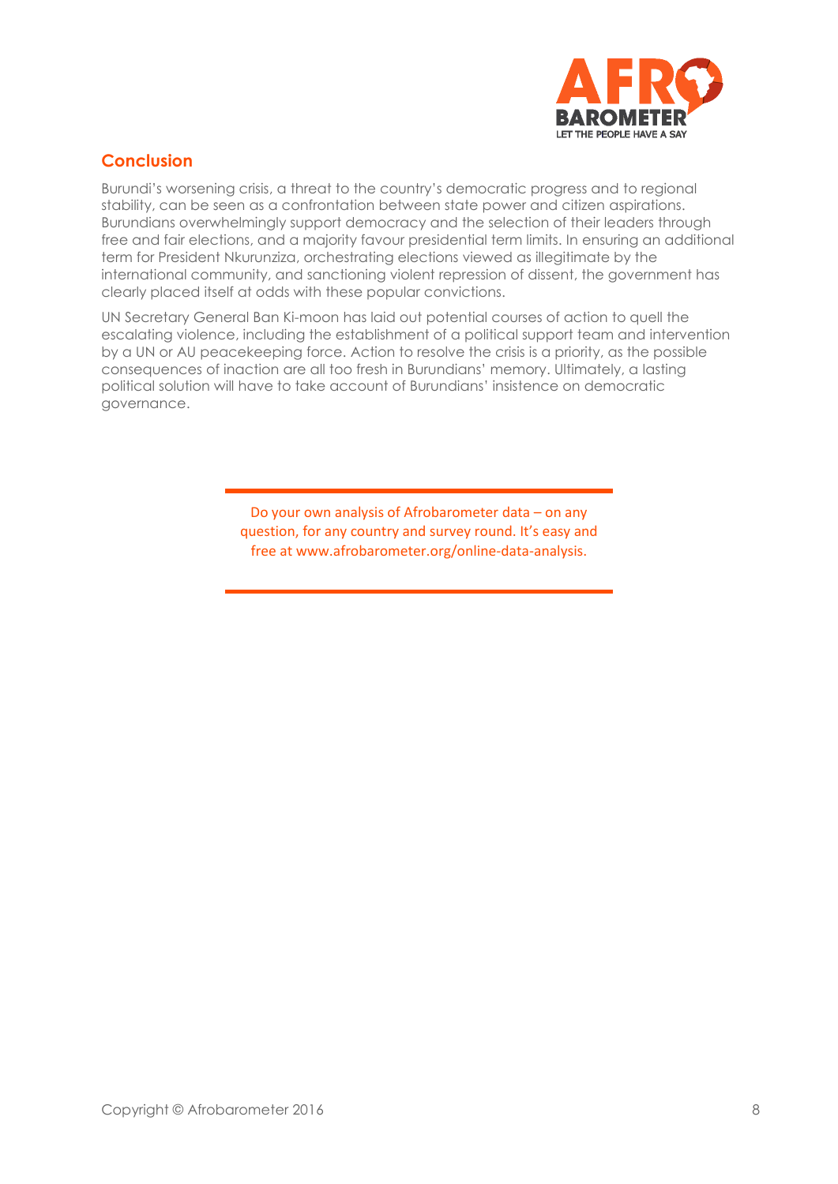## Conclusion

Burundi's worsening crisis, a threat to the country's democratic progress and to regional stability, can be seen as a confrontation between state power and citizen aspirations. Burundians overwhelmingly support democracy and the selection of their leaders through free and fair elections, and a majority favour presidential term limits. In ensuring an additional term for President Nkurunziza, orchestrating elections viewed as illegitimate by the international community, and sanctioning violent repression of dissent, the government has clearly placed itself at odds with these popular convictions.

UN Secretary General Ban Ki-moon has laid out potential courses of action to quell the escalating violence, including the establishment of a political support team and intervention by a UN or AU peacekeeping force. Action to resolve the crisis is a priority, as the possible consequences of inaction are all too fresh in Burundians' memory. Ultimately, a lasting political solution will have to take account of Burundians' insistence on democratic governance.

---

Do your own analysis of Afrobarometer data – on any question, for any country and survey round. It's easy and free at www.afrobarometer.org/online-data-analysis.

---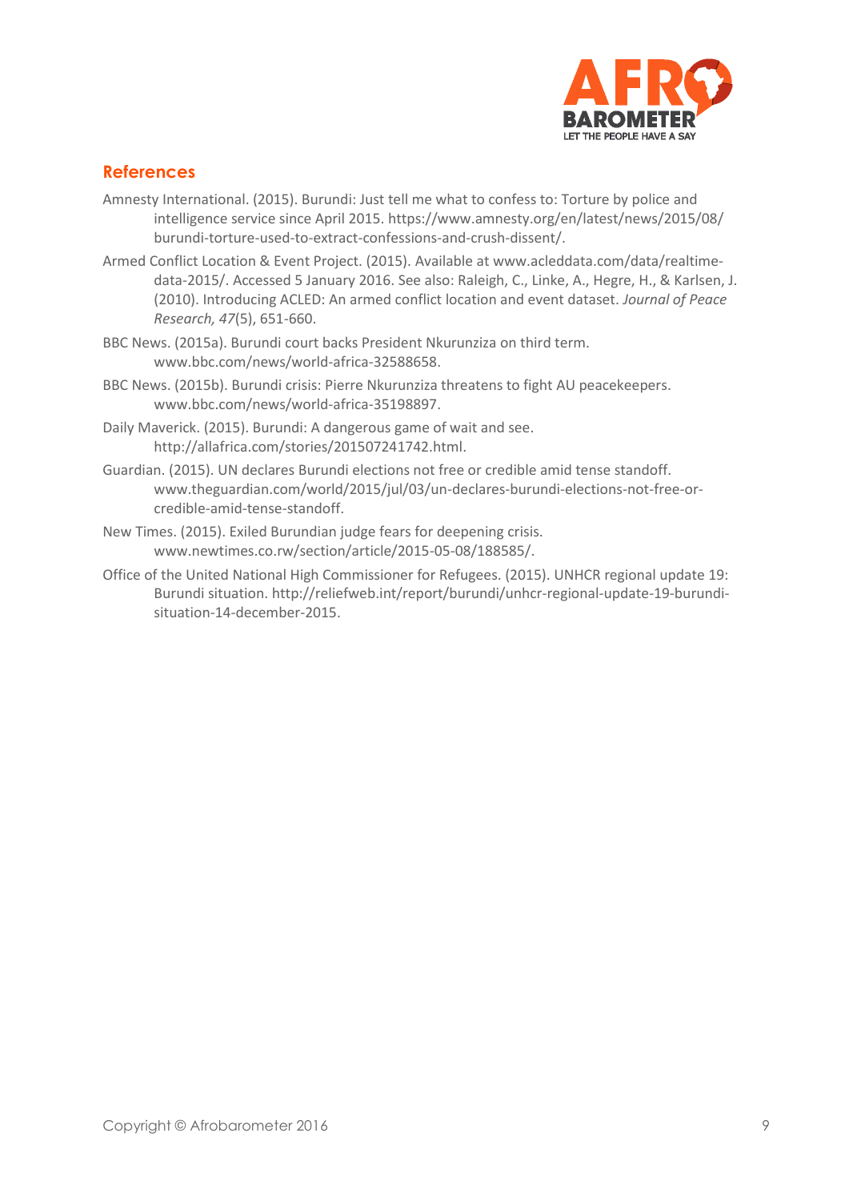## References

Amnesty International. (2015). Burundi: Just tell me what to confess to: Torture by police and intelligence service since April 2015. https://www.amnesty.org/en/latest/news/2015/08/burundi-torture-used-to-extract-confessions-and-crush-dissent/.

Armed Conflict Location & Event Project. (2015). Available at www.acleddata.com/data/realtime-data-2015/. Accessed 5 January 2016. See also: Raleigh, C., Linke, A., Hegre, H., & Karlsen, J. (2010). Introducing ACLED: An armed conflict location and event dataset. *Journal of Peace Research, 47*(5), 651-660.

BBC News. (2015a). Burundi court backs President Nkurunziza on third term. www.bbc.com/news/world-africa-32588658.

BBC News. (2015b). Burundi crisis: Pierre Nkurunziza threatens to fight AU peacekeepers. www.bbc.com/news/world-africa-35198897.

Daily Maverick. (2015). Burundi: A dangerous game of wait and see. http://allafrica.com/stories/201507241742.html.

Guardian. (2015). UN declares Burundi elections not free or credible amid tense standoff. www.theguardian.com/world/2015/jul/03/un-declares-burundi-elections-not-free-or-credible-amid-tense-standoff.

New Times. (2015). Exiled Burundian judge fears for deepening crisis. www.newtimes.co.rw/section/article/2015-05-08/188585/.

Office of the United National High Commissioner for Refugees. (2015). UNHCR regional update 19: Burundi situation. http://reliefweb.int/report/burundi/unhcr-regional-update-19-burundi-situation-14-december-2015.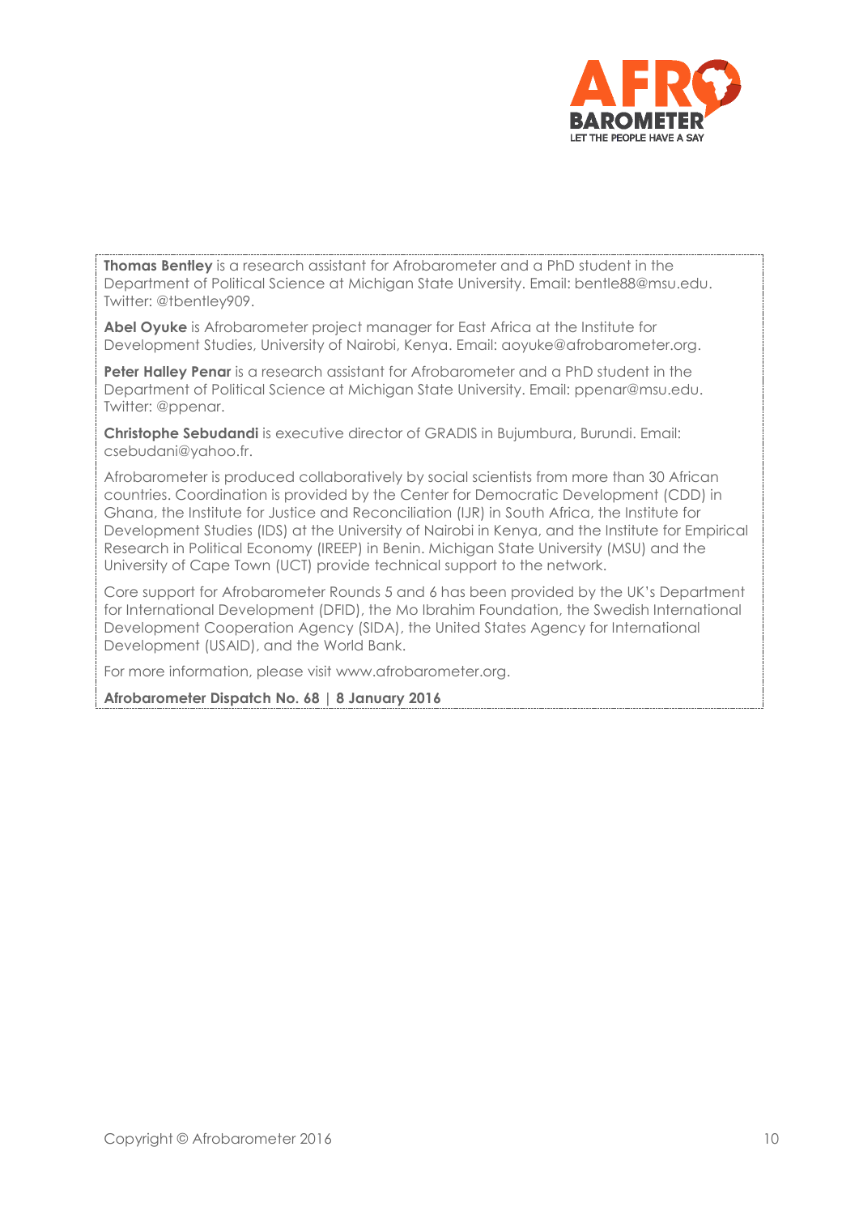**Thomas Bentley** is a research assistant for Afrobarometer and a PhD student in the Department of Political Science at Michigan State University. Email: bentle88@msu.edu. Twitter: @tbentley909.

**Abel Oyuke** is Afrobarometer project manager for East Africa at the Institute for Development Studies, University of Nairobi, Kenya. Email: aoyuke@afrobarometer.org.

**Peter Halley Penar** is a research assistant for Afrobarometer and a PhD student in the Department of Political Science at Michigan State University. Email: ppenar@msu.edu. Twitter: @ppenar.

**Christophe Sebudandi** is executive director of GRADIS in Bujumbura, Burundi. Email: csebudani@yahoo.fr.

Afrobarometer is produced collaboratively by social scientists from more than 30 African countries. Coordination is provided by the Center for Democratic Development (CDD) in Ghana, the Institute for Justice and Reconciliation (IJR) in South Africa, the Institute for Development Studies (IDS) at the University of Nairobi in Kenya, and the Institute for Empirical Research in Political Economy (IREEP) in Benin. Michigan State University (MSU) and the University of Cape Town (UCT) provide technical support to the network.

Core support for Afrobarometer Rounds 5 and 6 has been provided by the UK's Department for International Development (DFID), the Mo Ibrahim Foundation, the Swedish International Development Cooperation Agency (SIDA), the United States Agency for International Development (USAID), and the World Bank.

For more information, please visit www.afrobarometer.org.

**Afrobarometer Dispatch No. 68 | 8 January 2016**